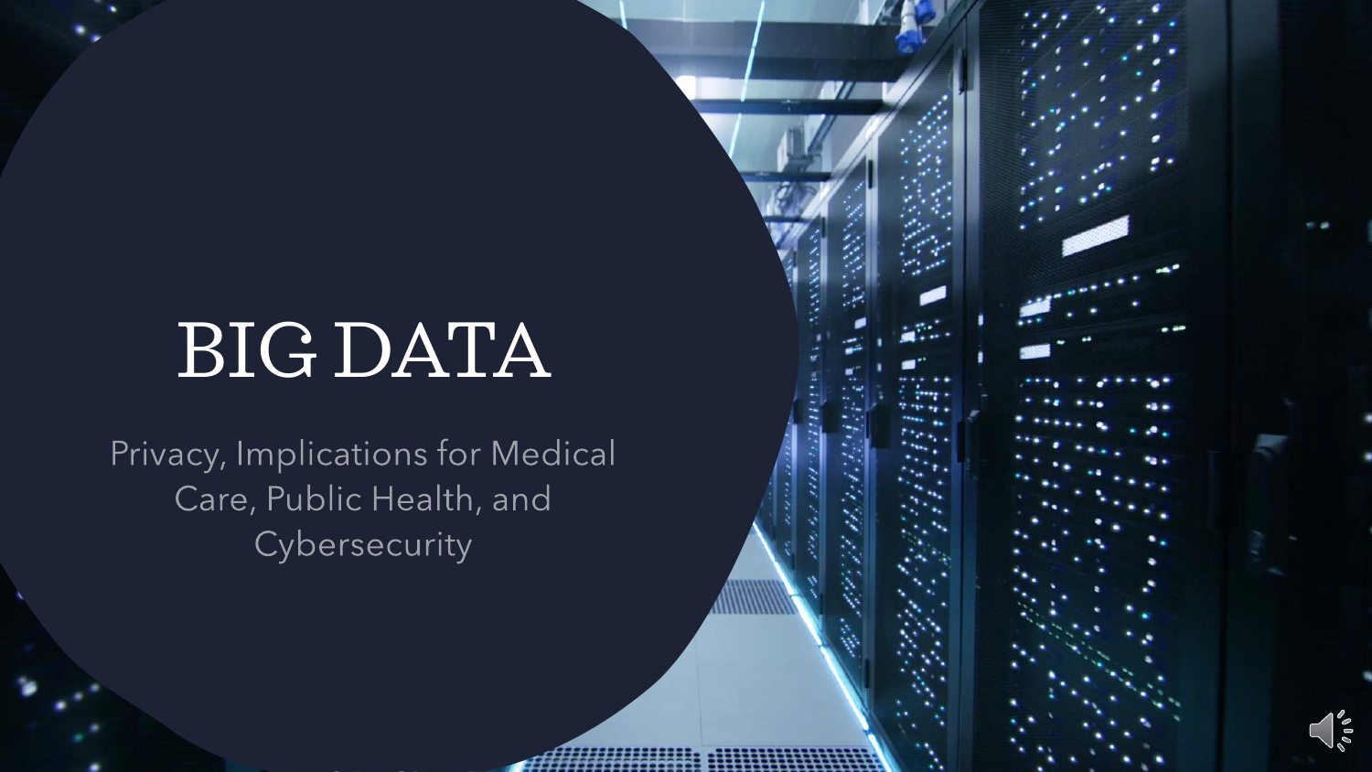# BIG DATA

Privacy, Implications for Medical Care, Public Health, and Cybersecurity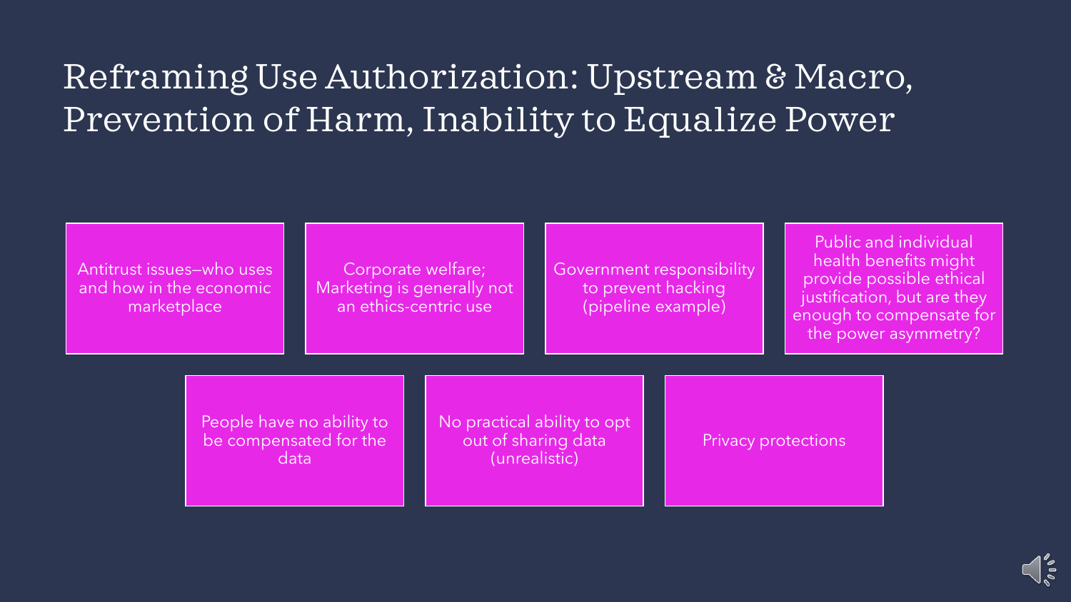# Reframing Use Authorization: Upstream & Macro, Prevention of Harm, Inability to Equalize Power

- Antitrust issues—who uses and how in the economic marketplace
- Corporate welfare; Marketing is generally not an ethics-centric use
- Government responsibility to prevent hacking (pipeline example)
- Public and individual health benefits might provide possible ethical justification, but are they enough to compensate for the power asymmetry?
- People have no ability to be compensated for the data
- No practical ability to opt out of sharing data (unrealistic)
- Privacy protections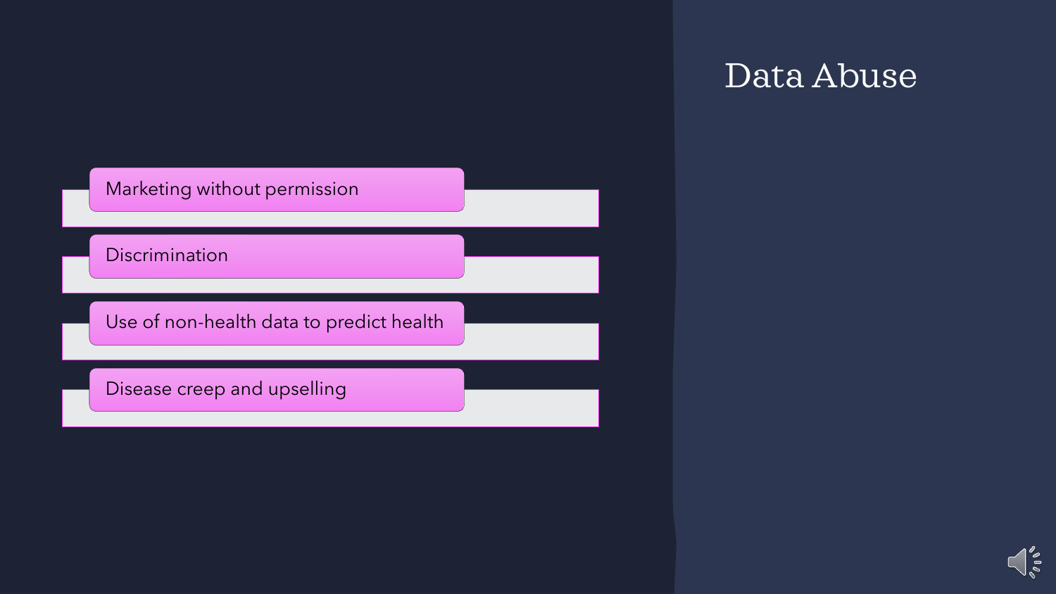# Data Abuse

- Marketing without permission
- Discrimination
- Use of non-health data to predict health
- Disease creep and upselling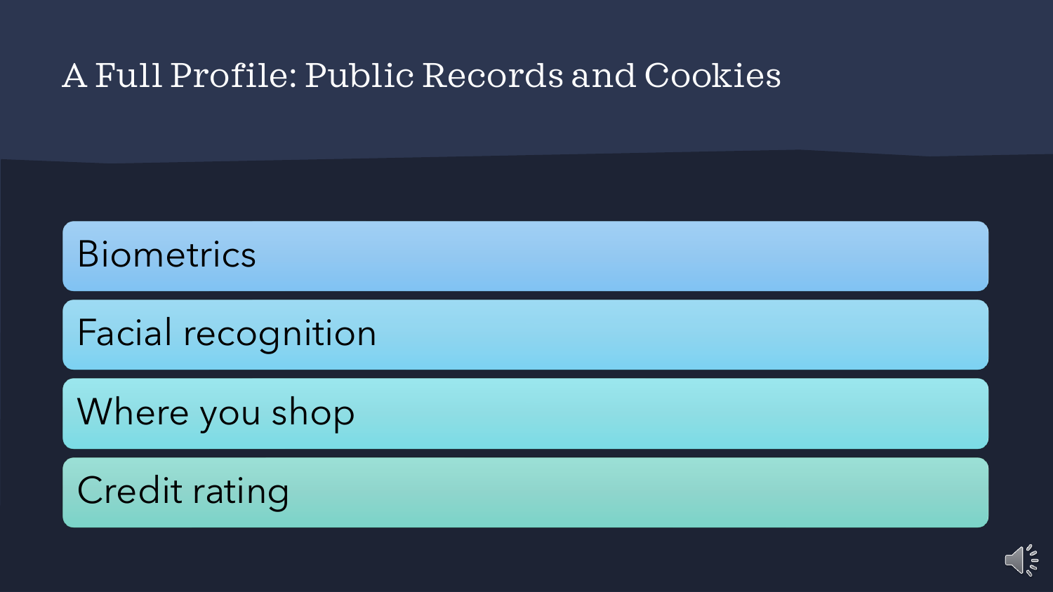# A Full Profile: Public Records and Cookies

- Biometrics
- Facial recognition
- Where you shop
- Credit rating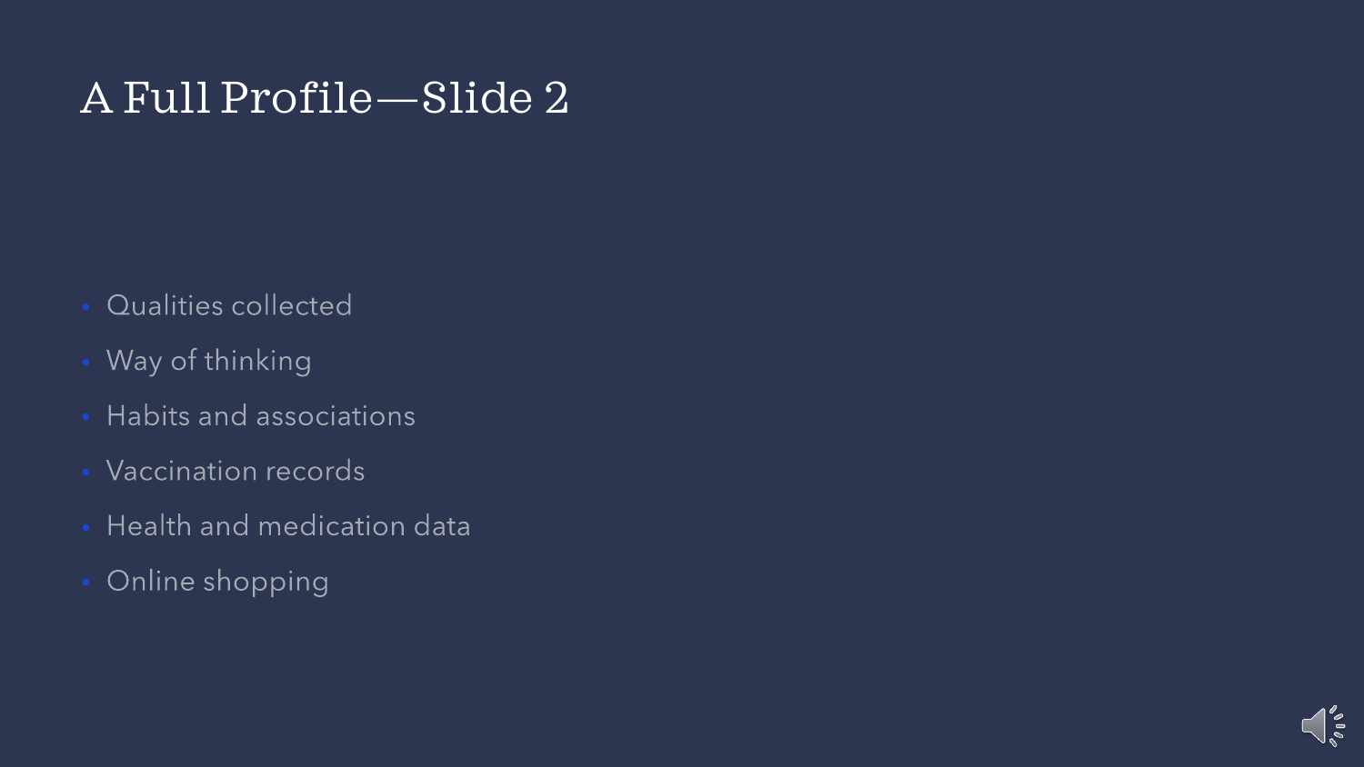# A Full Profile—Slide 2

- Qualities collected
- Way of thinking
- Habits and associations
- Vaccination records
- Health and medication data
- Online shopping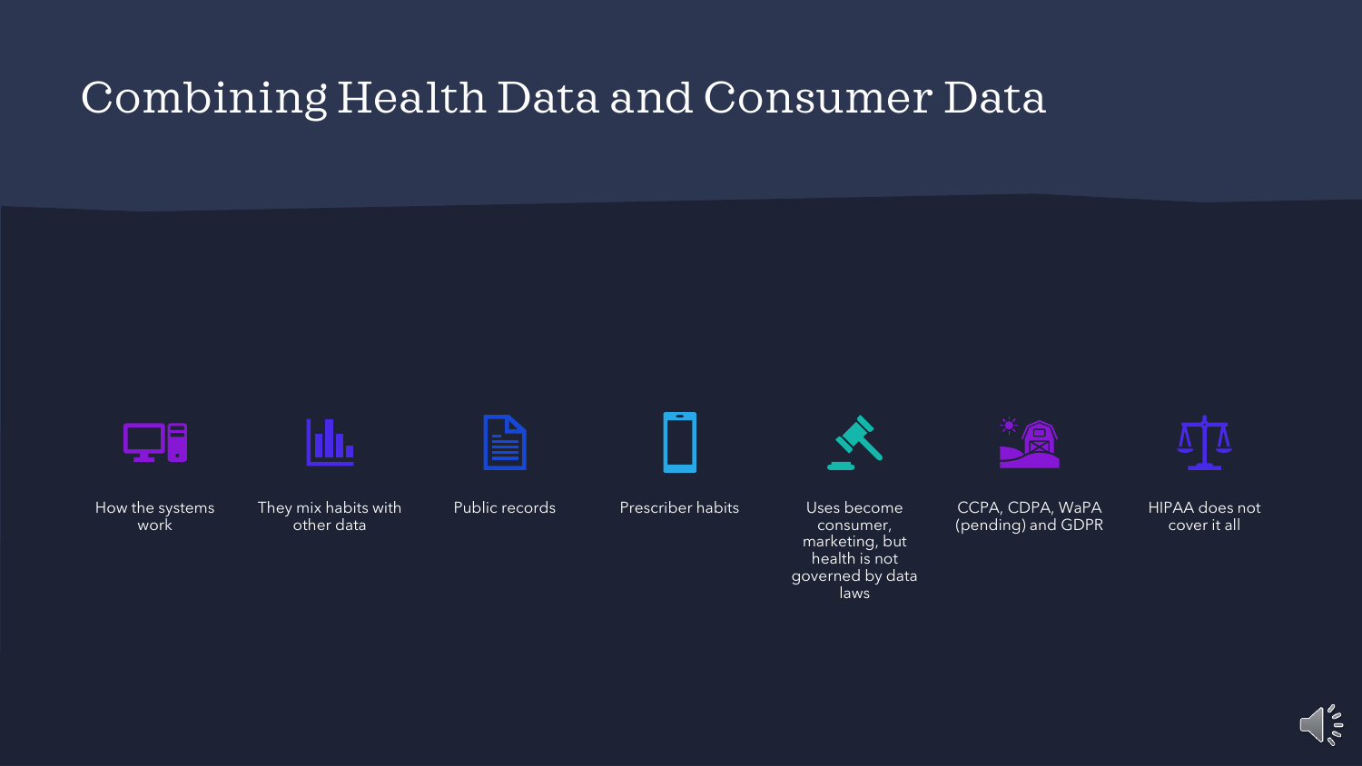# Combining Health Data and Consumer Data

- How the systems work
- They mix habits with other data
- Public records
- Prescriber habits
- Uses become consumer, marketing, but health is not governed by data laws
- CCPA, CDPA, WaPA (pending) and GDPR
- HIPAA does not cover it all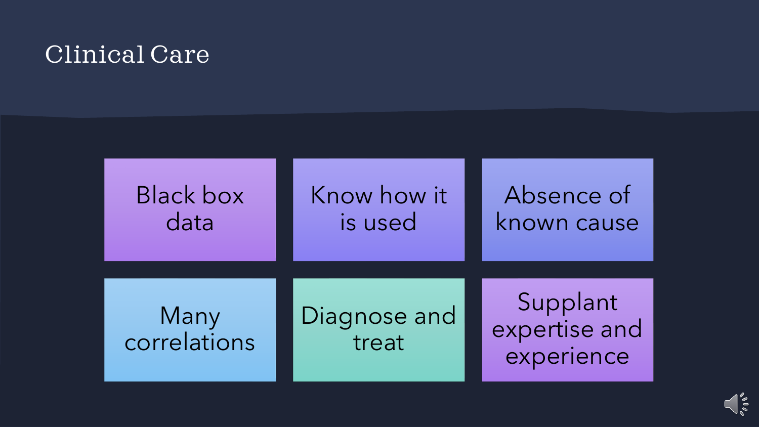# Clinical Care

- Black box data
- Know how it is used
- Absence of known cause
- Many correlations
- Diagnose and treat
- Supplant expertise and experience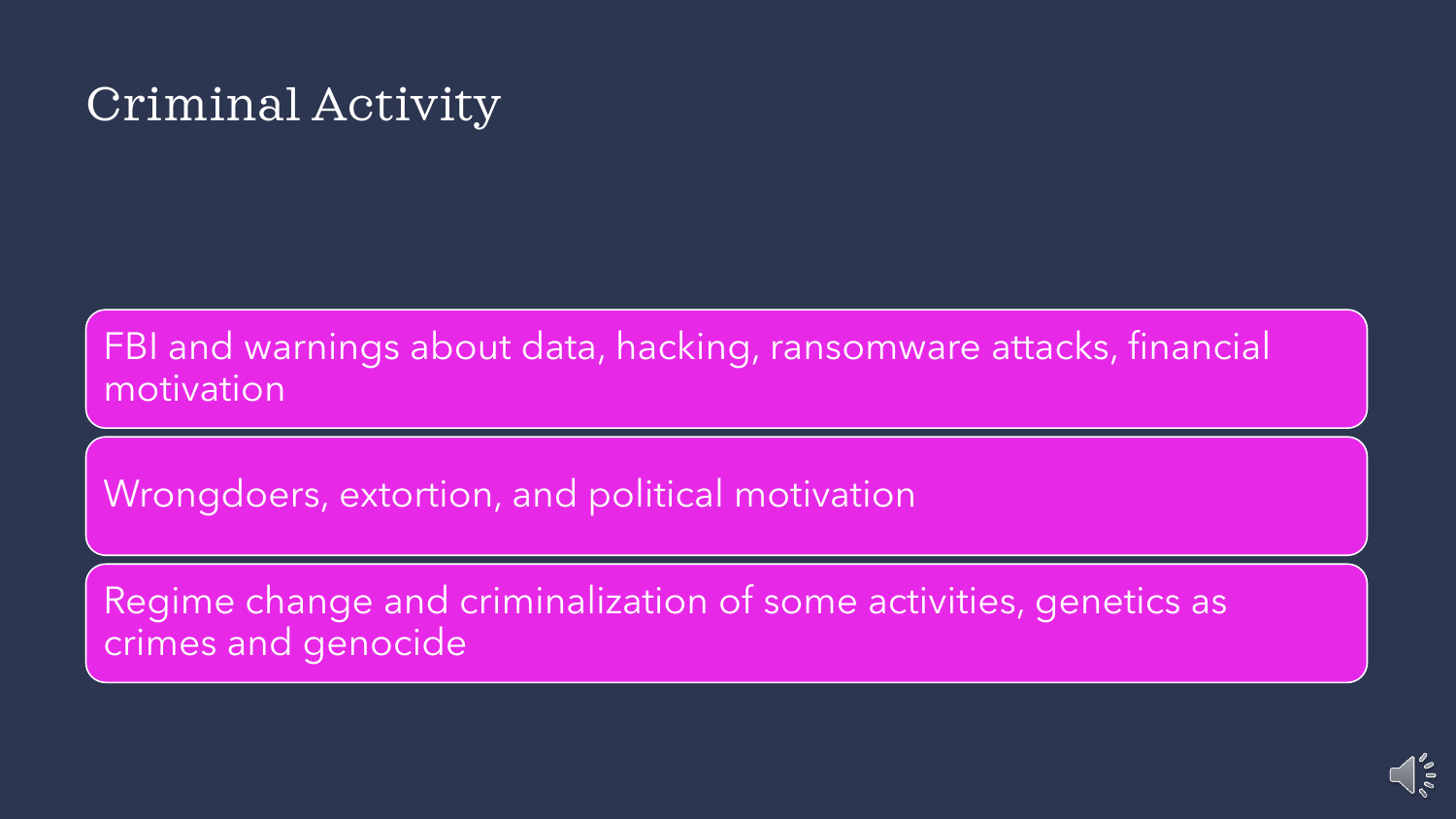# Criminal Activity

- FBI and warnings about data, hacking, ransomware attacks, financial motivation
- Wrongdoers, extortion, and political motivation
- Regime change and criminalization of some activities, genetics as crimes and genocide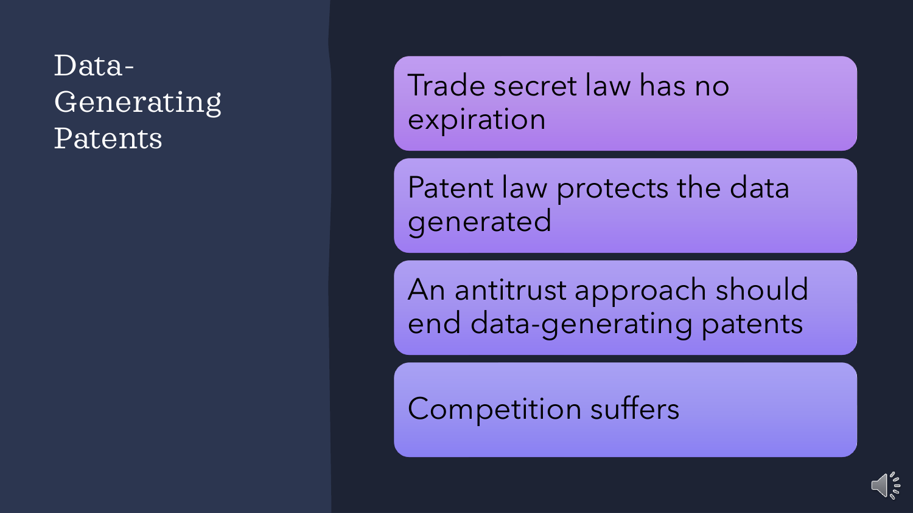# Data-Generating Patents

- Trade secret law has no expiration
- Patent law protects the data generated
- An antitrust approach should end data-generating patents
- Competition suffers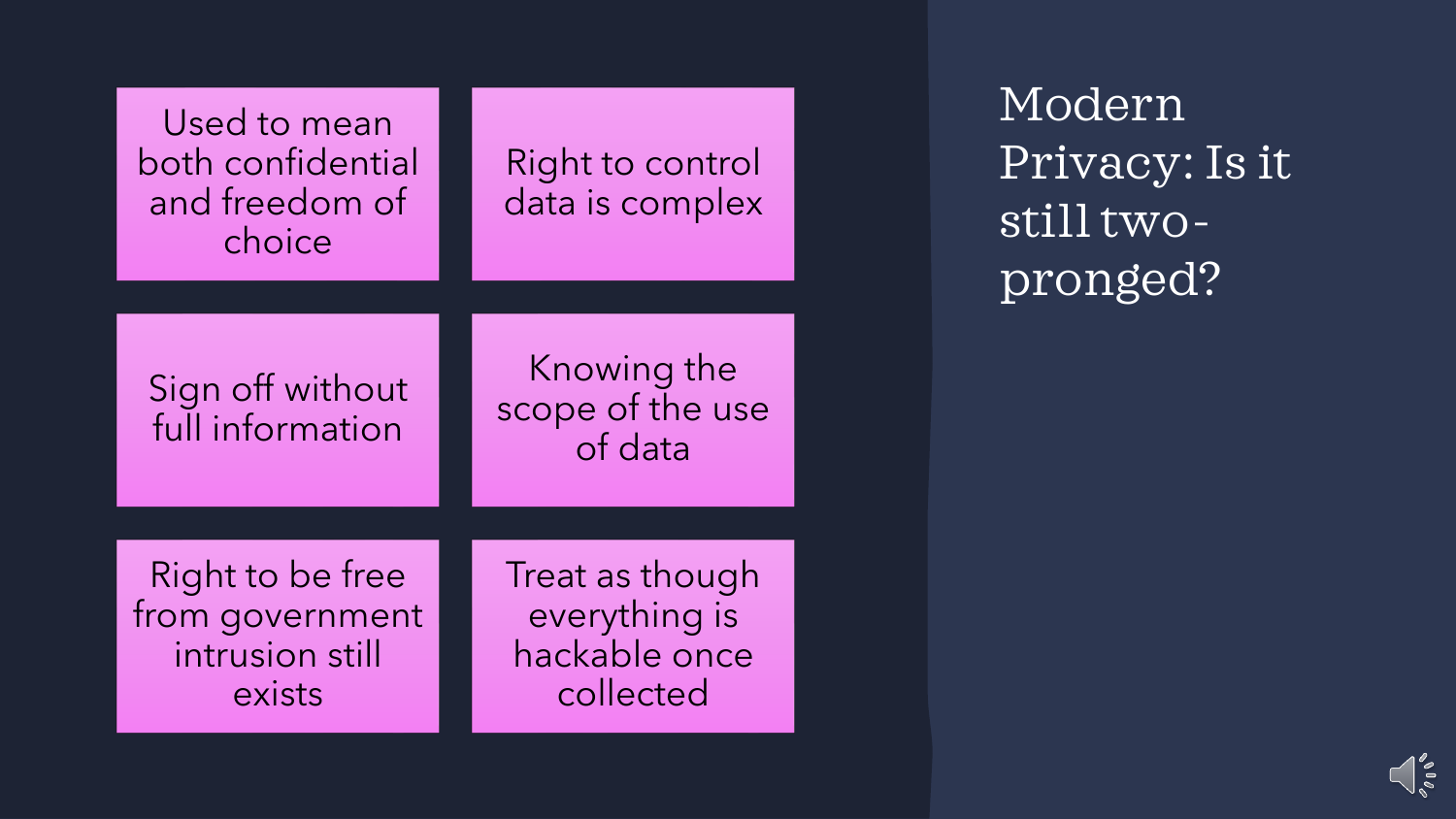# Modern Privacy: Is it still two-pronged?

- Used to mean both confidential and freedom of choice
- Right to control data is complex
- Sign off without full information
- Knowing the scope of the use of data
- Right to be free from government intrusion still exists
- Treat as though everything is hackable once collected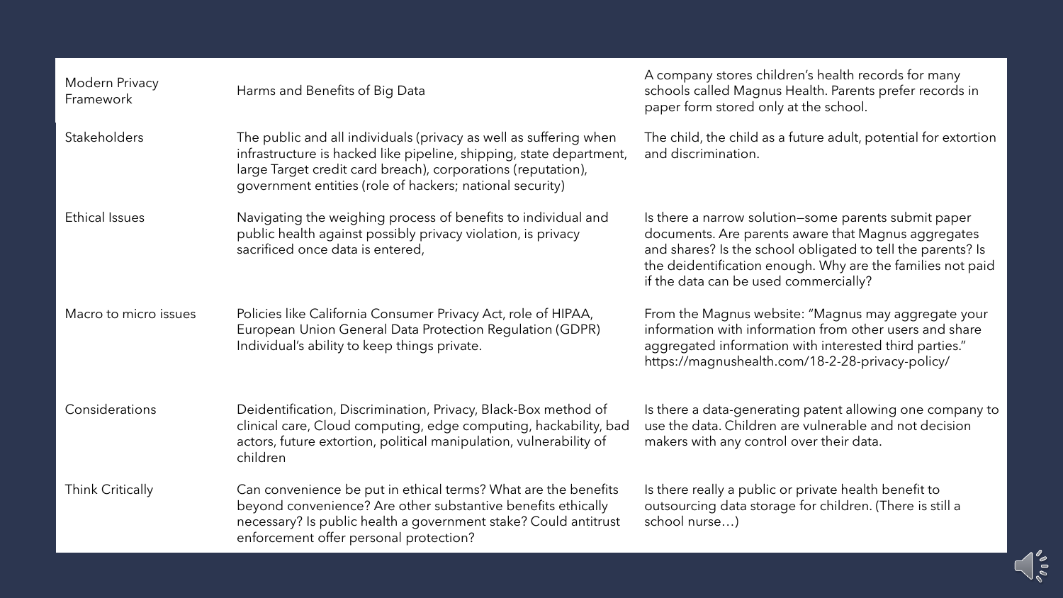| Modern Privacy Framework | Harms and Benefits of Big Data | A company stores children's health records for many schools called Magnus Health. Parents prefer records in paper form stored only at the school. |
|---|---|---|
| Stakeholders | The public and all individuals (privacy as well as suffering when infrastructure is hacked like pipeline, shipping, state department, large Target credit card breach), corporations (reputation), government entities (role of hackers; national security) | The child, the child as a future adult, potential for extortion and discrimination. |
| Ethical Issues | Navigating the weighing process of benefits to individual and public health against possibly privacy violation, is privacy sacrificed once data is entered, | Is there a narrow solution—some parents submit paper documents. Are parents aware that Magnus aggregates and shares? Is the school obligated to tell the parents? Is the deidentification enough. Why are the families not paid if the data can be used commercially? |
| Macro to micro issues | Policies like California Consumer Privacy Act, role of HIPAA, European Union General Data Protection Regulation (GDPR) Individual's ability to keep things private. | From the Magnus website: "Magnus may aggregate your information with information from other users and share aggregated information with interested third parties." https://magnushealth.com/18-2-28-privacy-policy/ |
| Considerations | Deidentification, Discrimination, Privacy, Black-Box method of clinical care, Cloud computing, edge computing, hackability, bad actors, future extortion, political manipulation, vulnerability of children | Is there a data-generating patent allowing one company to use the data. Children are vulnerable and not decision makers with any control over their data. |
| Think Critically | Can convenience be put in ethical terms? What are the benefits beyond convenience? Are other substantive benefits ethically necessary? Is public health a government stake? Could antitrust enforcement offer personal protection? | Is there really a public or private health benefit to outsourcing data storage for children. (There is still a school nurse…) |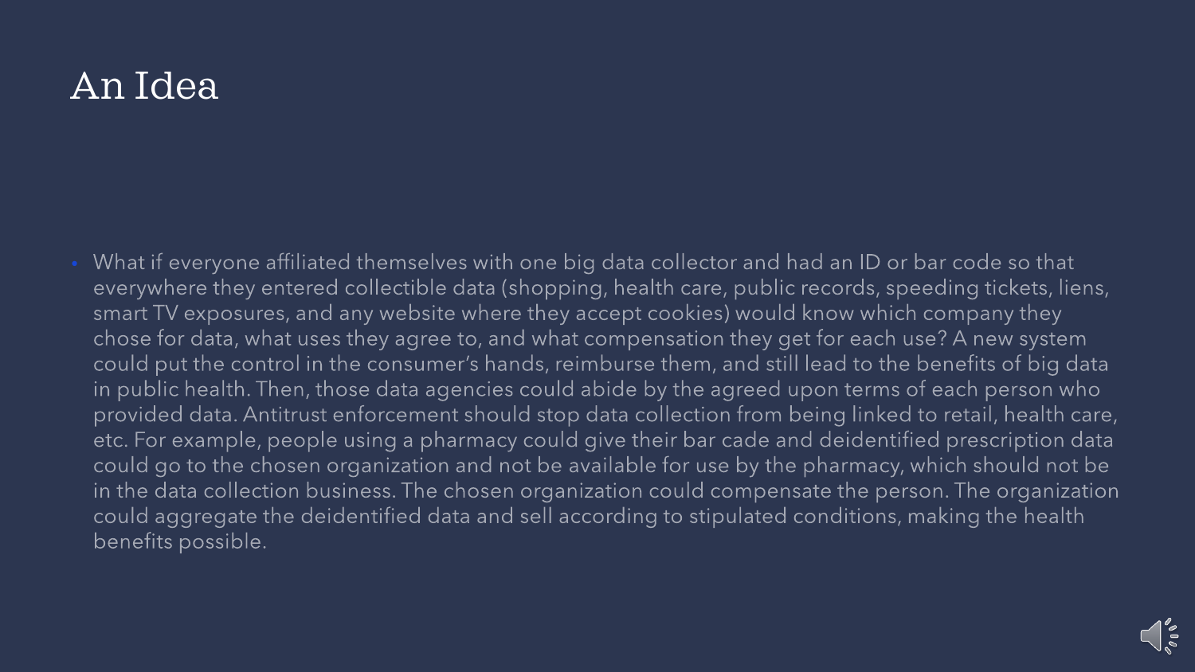# An Idea

- What if everyone affiliated themselves with one big data collector and had an ID or bar code so that everywhere they entered collectible data (shopping, health care, public records, speeding tickets, liens, smart TV exposures, and any website where they accept cookies) would know which company they chose for data, what uses they agree to, and what compensation they get for each use? A new system could put the control in the consumer's hands, reimburse them, and still lead to the benefits of big data in public health. Then, those data agencies could abide by the agreed upon terms of each person who provided data. Antitrust enforcement should stop data collection from being linked to retail, health care, etc. For example, people using a pharmacy could give their bar cade and deidentified prescription data could go to the chosen organization and not be available for use by the pharmacy, which should not be in the data collection business. The chosen organization could compensate the person. The organization could aggregate the deidentified data and sell according to stipulated conditions, making the health benefits possible.